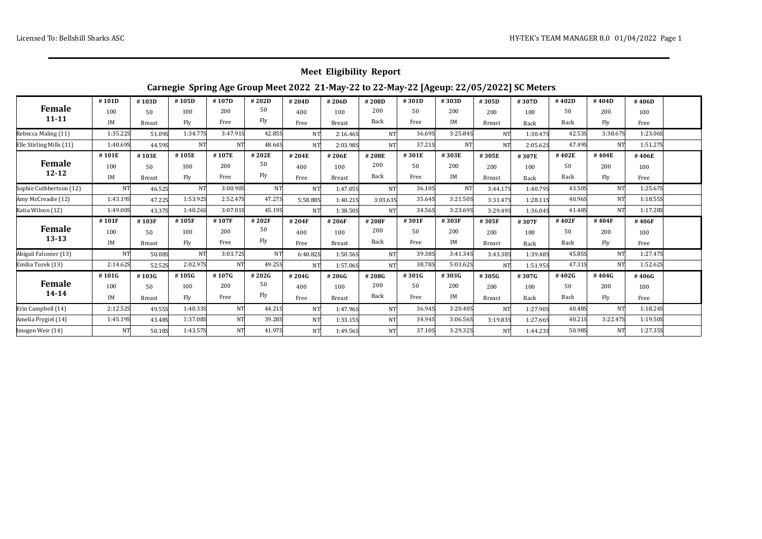## Meet Eligibility Report

### Carnegie Spring Age Group Meet 2022 21-May-22 to 22-May-22 [Ageup: 22/05/2022] SC Meters

| Female 11-11 | #101D 100 IM | #103D 50 Breast | #105D 100 Fly | #107D 200 Free | #202D 50 Fly | #204D 400 Free | #206D 100 Breast | #208D 200 Back | #301D 50 Free | #303D 200 IM | #305D 200 Breast | #307D 100 Back | #402D 50 Back | #404D 200 Fly | #406D 100 Free |
|---|---|---|---|---|---|---|---|---|---|---|---|---|---|---|---|
| Rebecca Maling (11) | 1:35.22S | 51.09S | 1:34.77S | 3:47.91S | 42.85S | NT | 2:16.46S | NT | 36.69S | 3:25.84S | NT | 1:30.47S | 42.53S | 3:38.67S | 1:23.06S |
| Elle Stirling Mills (11) | 1:40.69S | 44.59S | NT | NT | 48.64S | NT | 2:03.98S | NT | 37.21S | NT | NT | 2:05.62S | 47.49S | NT | 1:51.27S |
| **Female 12-12** | **#101E 100 IM** | **#103E 50 Breast** | **#105E 100 Fly** | **#107E 200 Free** | **#202E 50 Fly** | **#204E 400 Free** | **#206E 100 Breast** | **#208E 200 Back** | **#301E 50 Free** | **#303E 200 IM** | **#305E 200 Breast** | **#307E 100 Back** | **#402E 50 Back** | **#404E 200 Fly** | **#406E 100 Free** |
| Sophie Cuthbertson (12) | NT | 46.52S | NT | 3:00.90S | NT | NT | 1:47.05S | NT | 36.10S | NT | 3:44.17S | 1:40.79S | 43.50S | NT | 1:25.67S |
| Amy McCreadie (12) | 1:43.19S | 47.22S | 1:53.92S | 2:52.47S | 47.27S | 5:58.88S | 1:40.21S | 3:03.63S | 35.64S | 3:21.50S | 3:31.47S | 1:28.11S | 40.96S | NT | 1:18.55S |
| Katia Wilson (12) | 1:49.00S | 43.37S | 1:40.26S | 3:07.01S | 45.19S | NT | 1:38.50S | NT | 34.56S | 3:23.69S | 3:29.49S | 1:36.04S | 41.48S | NT | 1:17.28S |
| **Female 13-13** | **#101F 100 IM** | **#103F 50 Breast** | **#105F 100 Fly** | **#107F 200 Free** | **#202F 50 Fly** | **#204F 400 Free** | **#206F 100 Breast** | **#208F 200 Back** | **#301F 50 Free** | **#303F 200 IM** | **#305F 200 Breast** | **#307F 100 Back** | **#402F 50 Back** | **#404F 200 Fly** | **#406F 100 Free** |
| Abigail Falconer (13) | NT | 50.08S | NT | 3:03.72S | NT | 6:40.82S | 1:50.56S | NT | 39.38S | 3:41.34S | 3:43.38S | 1:39.48S | 45.85S | NT | 1:27.47S |
| Emilia Turek (13) | 2:14.62S | 52.52S | 2:02.97S | NT | 49.25S | NT | 1:57.06S | NT | 38.78S | 5:03.62S | NT | 1:51.95S | 47.31S | NT | 1:52.62S |
| **Female 14-14** | **#101G 100 IM** | **#103G 50 Breast** | **#105G 100 Fly** | **#107G 200 Free** | **#202G 50 Fly** | **#204G 400 Free** | **#206G 100 Breast** | **#208G 200 Back** | **#301G 50 Free** | **#303G 200 IM** | **#305G 200 Breast** | **#307G 100 Back** | **#402G 50 Back** | **#404G 200 Fly** | **#406G 100 Free** |
| Erin Campbell (14) | 2:12.52S | 49.55S | 1:40.33S | NT | 44.21S | NT | 1:47.96S | NT | 36.94S | 3:20.40S | NT | 1:27.90S | 40.48S | NT | 1:18.24S |
| Amelia Prygiel (14) | 1:45.19S | 43.48S | 1:37.08S | NT | 39.28S | NT | 1:33.15S | NT | 34.94S | 3:06.56S | 3:19.83S | 1:27.66S | 40.21S | 3:22.47S | 1:19.50S |
| Imogen Weir (14) | NT | 50.18S | 1:43.57S | NT | 41.97S | NT | 1:49.56S | NT | 37.10S | 3:29.32S | NT | 1:44.23S | 50.98S | NT | 1:27.35S |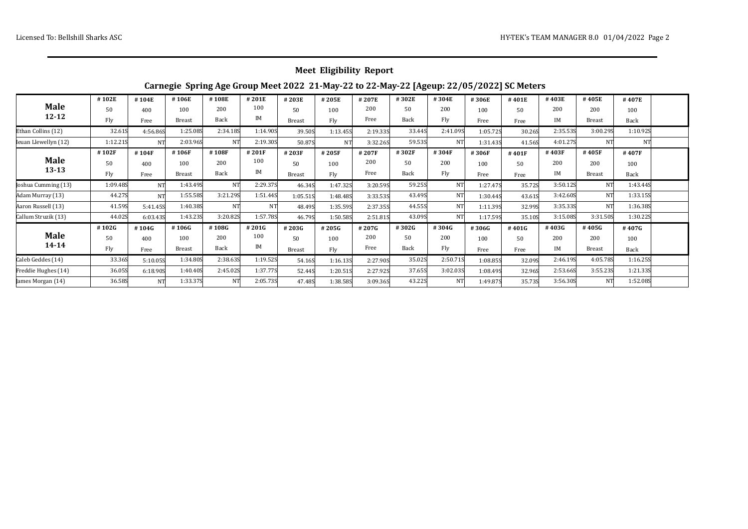## Meet Eligibility Report

### Carnegie Spring Age Group Meet 2022 21-May-22 to 22-May-22 [Ageup: 22/05/2022] SC Meters

| Male 12-12 | #102E 50 Fly | #104E 400 Free | #106E 100 Breast | #108E 200 Back | #201E 100 IM | #203E 50 Breast | #205E 100 Fly | #207E 200 Free | #302E 50 Back | #304E 200 Fly | #306E 100 Free | #401E 50 Free | #403E 200 IM | #405E 200 Breast | #407E 100 Back |
|---|---|---|---|---|---|---|---|---|---|---|---|---|---|---|---|
| Ethan Collins (12) | 32.61S | 4:56.86S | 1:25.08S | 2:34.18S | 1:14.90S | 39.50S | 1:13.45S | 2:19.33S | 33.44S | 2:41.09S | 1:05.72S | 30.26S | 2:35.53S | 3:00.29S | 1:10.92S |
| Ieuan Llewellyn (12) | 1:12.21S | NT | 2:03.96S | NT | 2:19.30S | 50.87S | NT | 3:32.26S | 59.53S | NT | 1:31.43S | 41.56S | 4:01.27S | NT | NT |
| **Male 13-13** | **#102F 50 Fly** | **#104F 400 Free** | **#106F 100 Breast** | **#108F 200 Back** | **#201F 100 IM** | **#203F 50 Breast** | **#205F 100 Fly** | **#207F 200 Free** | **#302F 50 Back** | **#304F 200 Fly** | **#306F 100 Free** | **#401F 50 Free** | **#403F 200 IM** | **#405F 200 Breast** | **#407F 100 Back** |
| Joshua Cumming (13) | 1:09.48S | NT | 1:43.49S | NT | 2:29.37S | 46.34S | 1:47.32S | 3:20.59S | 59.25S | NT | 1:27.47S | 35.72S | 3:50.12S | NT | 1:43.44S |
| Adam Murray (13) | 44.27S | NT | 1:55.58S | 3:21.29S | 1:51.44S | 1:05.51S | 1:48.48S | 3:33.53S | 43.49S | NT | 1:30.44S | 43.61S | 3:42.60S | NT | 1:33.15S |
| Aaron Russell (13) | 41.59S | 5:41.45S | 1:40.38S | NT | NT | 48.49S | 1:35.59S | 2:37.35S | 44.55S | NT | 1:11.39S | 32.99S | 3:35.33S | NT | 1:36.38S |
| Callum Struzik (13) | 44.02S | 6:03.43S | 1:43.23S | 3:20.82S | 1:57.78S | 46.79S | 1:50.58S | 2:51.81S | 43.09S | NT | 1:17.59S | 35.10S | 3:15.08S | 3:31.50S | 1:30.22S |
| **Male 14-14** | **#102G 50 Fly** | **#104G 400 Free** | **#106G 100 Breast** | **#108G 200 Back** | **#201G 100 IM** | **#203G 50 Breast** | **#205G 100 Fly** | **#207G 200 Free** | **#302G 50 Back** | **#304G 200 Fly** | **#306G 100 Free** | **#401G 50 Free** | **#403G 200 IM** | **#405G 200 Breast** | **#407G 100 Back** |
| Caleb Geddes (14) | 33.36S | 5:10.05S | 1:34.80S | 2:38.63S | 1:19.52S | 54.16S | 1:16.13S | 2:27.90S | 35.02S | 2:50.71S | 1:08.85S | 32.09S | 2:46.19S | 4:05.78S | 1:16.25S |
| Freddie Hughes (14) | 36.05S | 6:18.90S | 1:40.40S | 2:45.02S | 1:37.77S | 52.44S | 1:20.51S | 2:27.92S | 37.65S | 3:02.03S | 1:08.49S | 32.96S | 2:53.66S | 3:55.23S | 1:21.33S |
| James Morgan (14) | 36.58S | NT | 1:33.37S | NT | 2:05.73S | 47.48S | 1:38.58S | 3:09.36S | 43.22S | NT | 1:49.87S | 35.73S | 3:56.30S | NT | 1:52.08S |